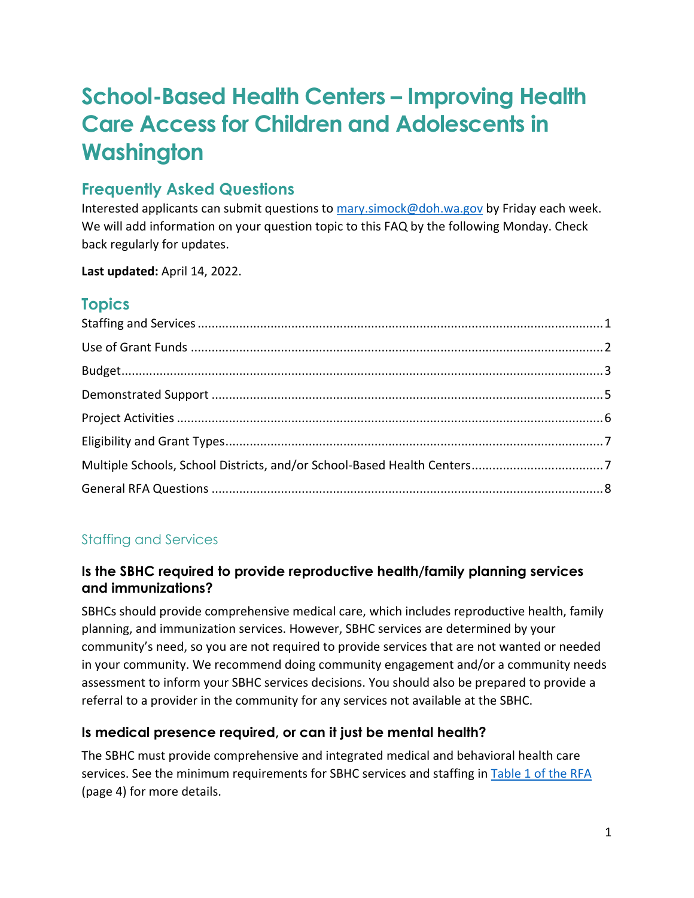# School-Based Health Centers – Improving Health Care Access for Children and Adolescents in Washington

## Frequently Asked Questions

Interested applicants can submit questions to [mary.simock@doh.wa.gov](mailto:mary.simock@doh.wa.gov) by Friday each week. We will add information on your question topic to this FAQ by the following Monday. Check back regularly for updates.

**Last updated:** April 14, 2022.

## Topics

- Staffing and Services ..... 1
- Use of Grant Funds ..... 2
- Budget ..... 3
- Demonstrated Support ..... 5
- Project Activities ..... 6
- Eligibility and Grant Types ..... 7
- Multiple Schools, School Districts, and/or School-Based Health Centers ..... 7
- General RFA Questions ..... 8

### Staffing and Services

#### Is the SBHC required to provide reproductive health/family planning services and immunizations?

SBHCs should provide comprehensive medical care, which includes reproductive health, family planning, and immunization services. However, SBHC services are determined by your community's need, so you are not required to provide services that are not wanted or needed in your community. We recommend doing community engagement and/or a community needs assessment to inform your SBHC services decisions. You should also be prepared to provide a referral to a provider in the community for any services not available at the SBHC.

#### Is medical presence required, or can it just be mental health?

The SBHC must provide comprehensive and integrated medical and behavioral health care services. See the minimum requirements for SBHC services and staffing in [Table 1 of the RFA](#) (page 4) for more details.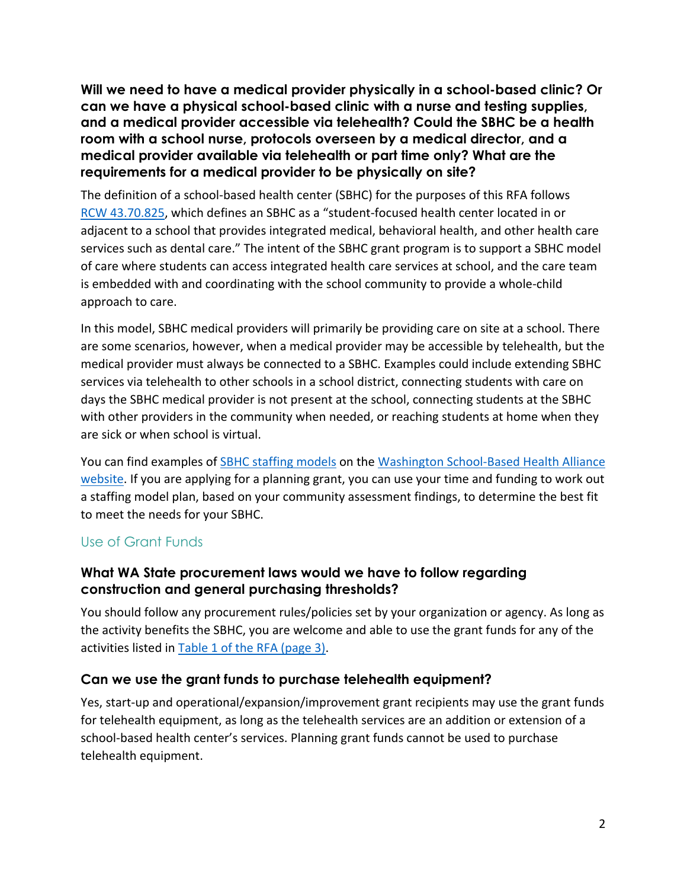### Will we need to have a medical provider physically in a school-based clinic? Or can we have a physical school-based clinic with a nurse and testing supplies, and a medical provider accessible via telehealth? Could the SBHC be a health room with a school nurse, protocols overseen by a medical director, and a medical provider available via telehealth or part time only? What are the requirements for a medical provider to be physically on site?

The definition of a school-based health center (SBHC) for the purposes of this RFA follows RCW 43.70.825, which defines an SBHC as a "student-focused health center located in or adjacent to a school that provides integrated medical, behavioral health, and other health care services such as dental care." The intent of the SBHC grant program is to support a SBHC model of care where students can access integrated health care services at school, and the care team is embedded with and coordinating with the school community to provide a whole-child approach to care.

In this model, SBHC medical providers will primarily be providing care on site at a school. There are some scenarios, however, when a medical provider may be accessible by telehealth, but the medical provider must always be connected to a SBHC. Examples could include extending SBHC services via telehealth to other schools in a school district, connecting students with care on days the SBHC medical provider is not present at the school, connecting students at the SBHC with other providers in the community when needed, or reaching students at home when they are sick or when school is virtual.

You can find examples of SBHC staffing models on the Washington School-Based Health Alliance website. If you are applying for a planning grant, you can use your time and funding to work out a staffing model plan, based on your community assessment findings, to determine the best fit to meet the needs for your SBHC.

## Use of Grant Funds

### What WA State procurement laws would we have to follow regarding construction and general purchasing thresholds?

You should follow any procurement rules/policies set by your organization or agency. As long as the activity benefits the SBHC, you are welcome and able to use the grant funds for any of the activities listed in Table 1 of the RFA (page 3).

### Can we use the grant funds to purchase telehealth equipment?

Yes, start-up and operational/expansion/improvement grant recipients may use the grant funds for telehealth equipment, as long as the telehealth services are an addition or extension of a school-based health center's services. Planning grant funds cannot be used to purchase telehealth equipment.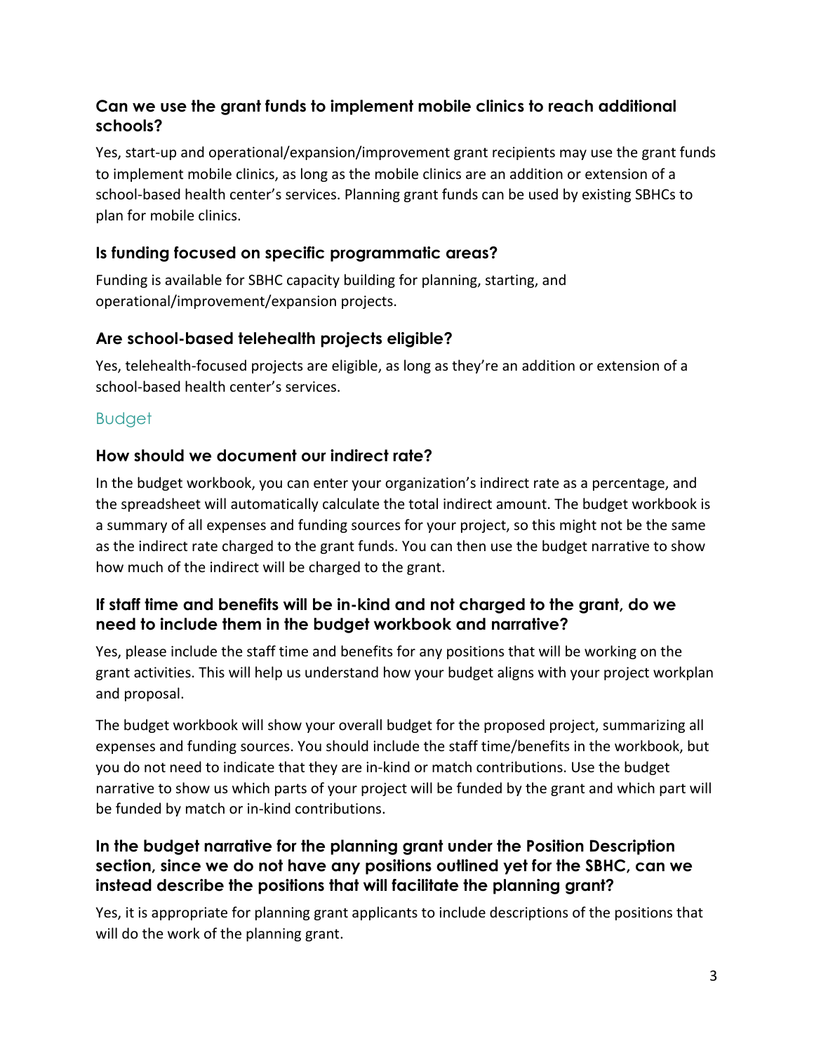### Can we use the grant funds to implement mobile clinics to reach additional schools?

Yes, start-up and operational/expansion/improvement grant recipients may use the grant funds to implement mobile clinics, as long as the mobile clinics are an addition or extension of a school-based health center's services. Planning grant funds can be used by existing SBHCs to plan for mobile clinics.

### Is funding focused on specific programmatic areas?

Funding is available for SBHC capacity building for planning, starting, and operational/improvement/expansion projects.

### Are school-based telehealth projects eligible?

Yes, telehealth-focused projects are eligible, as long as they're an addition or extension of a school-based health center's services.

## Budget

### How should we document our indirect rate?

In the budget workbook, you can enter your organization's indirect rate as a percentage, and the spreadsheet will automatically calculate the total indirect amount. The budget workbook is a summary of all expenses and funding sources for your project, so this might not be the same as the indirect rate charged to the grant funds. You can then use the budget narrative to show how much of the indirect will be charged to the grant.

### If staff time and benefits will be in-kind and not charged to the grant, do we need to include them in the budget workbook and narrative?

Yes, please include the staff time and benefits for any positions that will be working on the grant activities. This will help us understand how your budget aligns with your project workplan and proposal.

The budget workbook will show your overall budget for the proposed project, summarizing all expenses and funding sources. You should include the staff time/benefits in the workbook, but you do not need to indicate that they are in-kind or match contributions. Use the budget narrative to show us which parts of your project will be funded by the grant and which part will be funded by match or in-kind contributions.

### In the budget narrative for the planning grant under the Position Description section, since we do not have any positions outlined yet for the SBHC, can we instead describe the positions that will facilitate the planning grant?

Yes, it is appropriate for planning grant applicants to include descriptions of the positions that will do the work of the planning grant.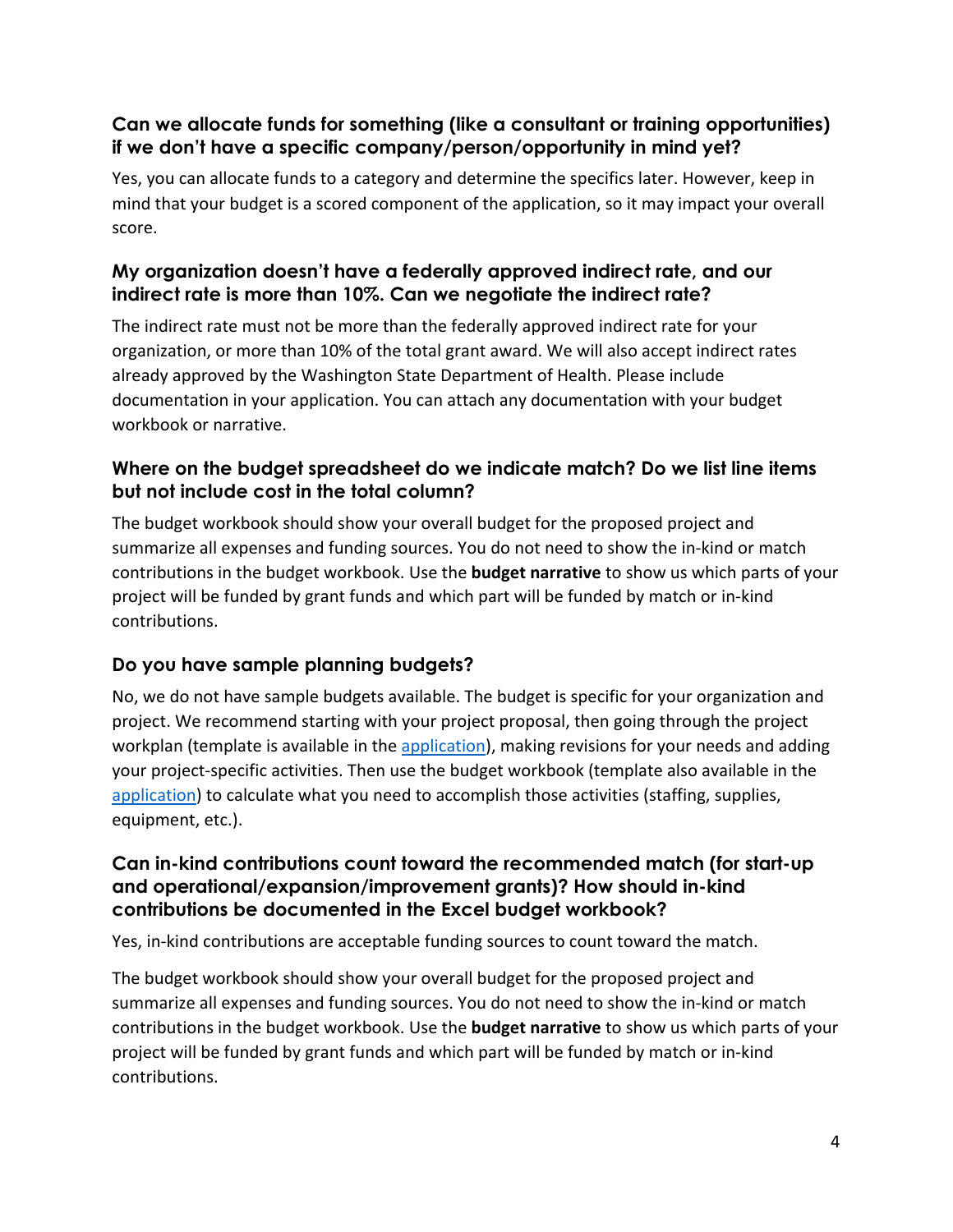### Can we allocate funds for something (like a consultant or training opportunities) if we don't have a specific company/person/opportunity in mind yet?

Yes, you can allocate funds to a category and determine the specifics later. However, keep in mind that your budget is a scored component of the application, so it may impact your overall score.

### My organization doesn't have a federally approved indirect rate, and our indirect rate is more than 10%. Can we negotiate the indirect rate?

The indirect rate must not be more than the federally approved indirect rate for your organization, or more than 10% of the total grant award. We will also accept indirect rates already approved by the Washington State Department of Health. Please include documentation in your application. You can attach any documentation with your budget workbook or narrative.

### Where on the budget spreadsheet do we indicate match? Do we list line items but not include cost in the total column?

The budget workbook should show your overall budget for the proposed project and summarize all expenses and funding sources. You do not need to show the in-kind or match contributions in the budget workbook. Use the **budget narrative** to show us which parts of your project will be funded by grant funds and which part will be funded by match or in-kind contributions.

### Do you have sample planning budgets?

No, we do not have sample budgets available. The budget is specific for your organization and project. We recommend starting with your project proposal, then going through the project workplan (template is available in the application), making revisions for your needs and adding your project-specific activities. Then use the budget workbook (template also available in the application) to calculate what you need to accomplish those activities (staffing, supplies, equipment, etc.).

### Can in-kind contributions count toward the recommended match (for start-up and operational/expansion/improvement grants)? How should in-kind contributions be documented in the Excel budget workbook?

Yes, in-kind contributions are acceptable funding sources to count toward the match.

The budget workbook should show your overall budget for the proposed project and summarize all expenses and funding sources. You do not need to show the in-kind or match contributions in the budget workbook. Use the **budget narrative** to show us which parts of your project will be funded by grant funds and which part will be funded by match or in-kind contributions.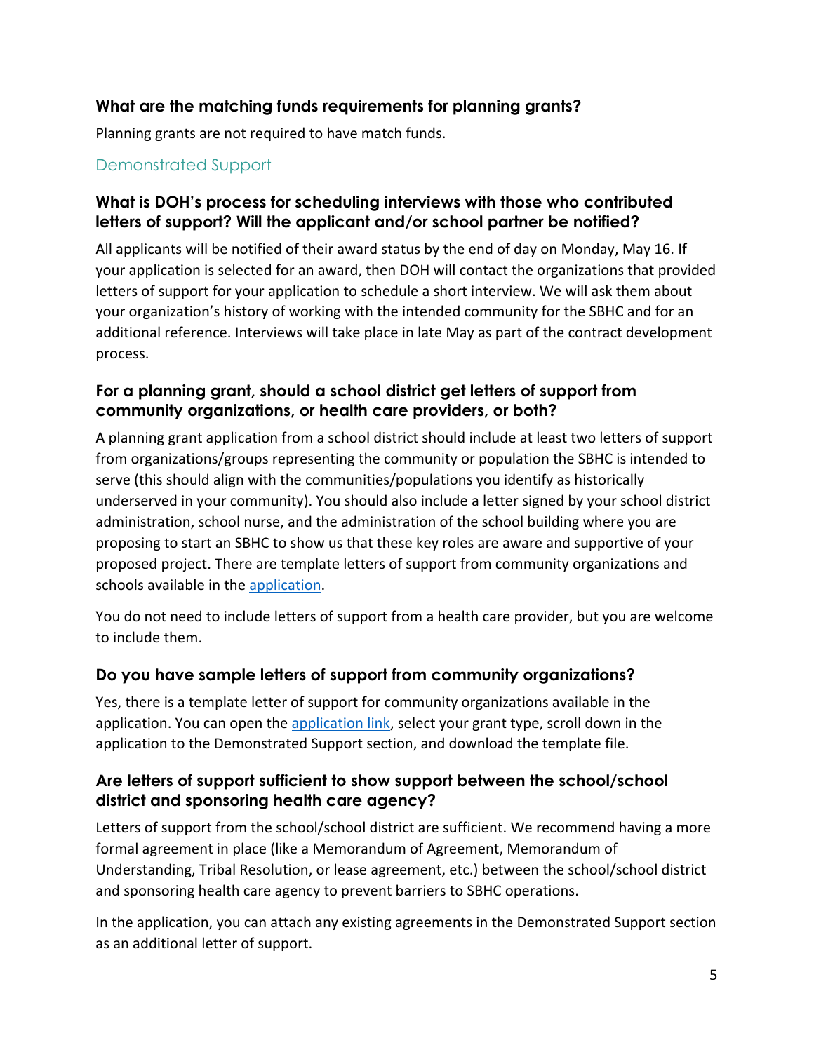### What are the matching funds requirements for planning grants?

Planning grants are not required to have match funds.

## Demonstrated Support

### What is DOH's process for scheduling interviews with those who contributed letters of support? Will the applicant and/or school partner be notified?

All applicants will be notified of their award status by the end of day on Monday, May 16. If your application is selected for an award, then DOH will contact the organizations that provided letters of support for your application to schedule a short interview. We will ask them about your organization's history of working with the intended community for the SBHC and for an additional reference. Interviews will take place in late May as part of the contract development process.

### For a planning grant, should a school district get letters of support from community organizations, or health care providers, or both?

A planning grant application from a school district should include at least two letters of support from organizations/groups representing the community or population the SBHC is intended to serve (this should align with the communities/populations you identify as historically underserved in your community). You should also include a letter signed by your school district administration, school nurse, and the administration of the school building where you are proposing to start an SBHC to show us that these key roles are aware and supportive of your proposed project. There are template letters of support from community organizations and schools available in the application.

You do not need to include letters of support from a health care provider, but you are welcome to include them.

### Do you have sample letters of support from community organizations?

Yes, there is a template letter of support for community organizations available in the application. You can open the application link, select your grant type, scroll down in the application to the Demonstrated Support section, and download the template file.

### Are letters of support sufficient to show support between the school/school district and sponsoring health care agency?

Letters of support from the school/school district are sufficient. We recommend having a more formal agreement in place (like a Memorandum of Agreement, Memorandum of Understanding, Tribal Resolution, or lease agreement, etc.) between the school/school district and sponsoring health care agency to prevent barriers to SBHC operations.

In the application, you can attach any existing agreements in the Demonstrated Support section as an additional letter of support.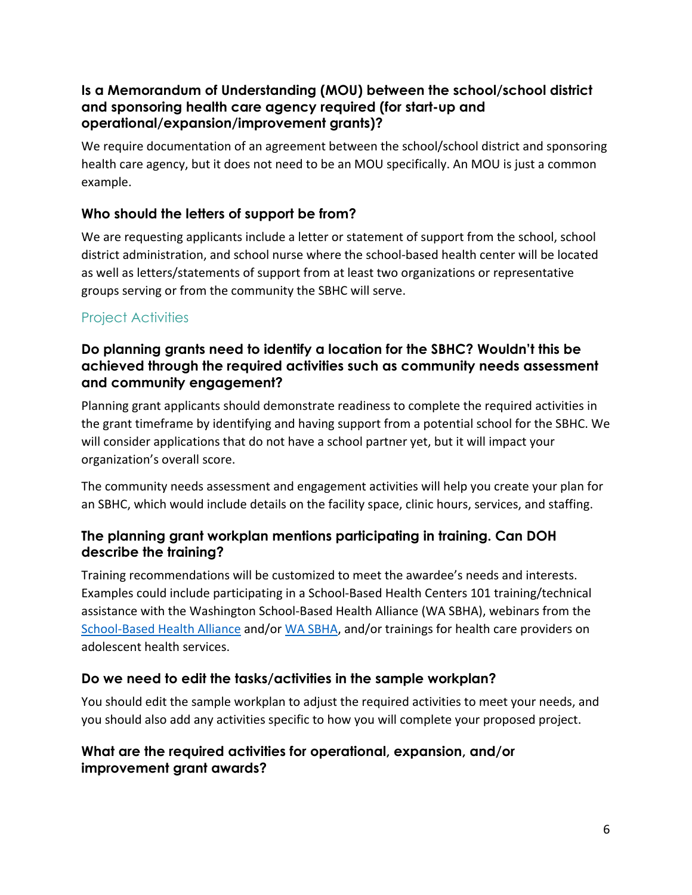### Is a Memorandum of Understanding (MOU) between the school/school district and sponsoring health care agency required (for start-up and operational/expansion/improvement grants)?

We require documentation of an agreement between the school/school district and sponsoring health care agency, but it does not need to be an MOU specifically. An MOU is just a common example.

### Who should the letters of support be from?

We are requesting applicants include a letter or statement of support from the school, school district administration, and school nurse where the school-based health center will be located as well as letters/statements of support from at least two organizations or representative groups serving or from the community the SBHC will serve.

## Project Activities

### Do planning grants need to identify a location for the SBHC? Wouldn't this be achieved through the required activities such as community needs assessment and community engagement?

Planning grant applicants should demonstrate readiness to complete the required activities in the grant timeframe by identifying and having support from a potential school for the SBHC. We will consider applications that do not have a school partner yet, but it will impact your organization's overall score.

The community needs assessment and engagement activities will help you create your plan for an SBHC, which would include details on the facility space, clinic hours, services, and staffing.

### The planning grant workplan mentions participating in training. Can DOH describe the training?

Training recommendations will be customized to meet the awardee's needs and interests. Examples could include participating in a School-Based Health Centers 101 training/technical assistance with the Washington School-Based Health Alliance (WA SBHA), webinars from the School-Based Health Alliance and/or WA SBHA, and/or trainings for health care providers on adolescent health services.

### Do we need to edit the tasks/activities in the sample workplan?

You should edit the sample workplan to adjust the required activities to meet your needs, and you should also add any activities specific to how you will complete your proposed project.

### What are the required activities for operational, expansion, and/or improvement grant awards?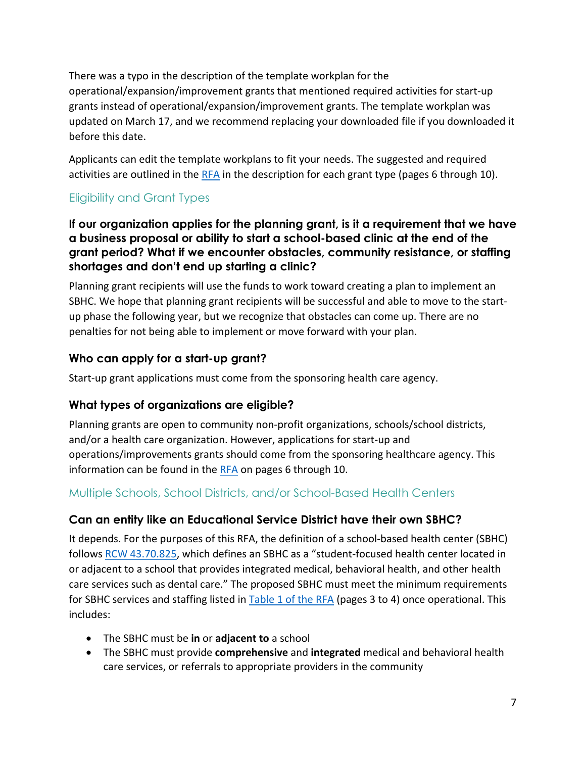There was a typo in the description of the template workplan for the operational/expansion/improvement grants that mentioned required activities for start-up grants instead of operational/expansion/improvement grants. The template workplan was updated on March 17, and we recommend replacing your downloaded file if you downloaded it before this date.

Applicants can edit the template workplans to fit your needs. The suggested and required activities are outlined in the RFA in the description for each grant type (pages 6 through 10).

## Eligibility and Grant Types

### If our organization applies for the planning grant, is it a requirement that we have a business proposal or ability to start a school-based clinic at the end of the grant period? What if we encounter obstacles, community resistance, or staffing shortages and don't end up starting a clinic?

Planning grant recipients will use the funds to work toward creating a plan to implement an SBHC. We hope that planning grant recipients will be successful and able to move to the start-up phase the following year, but we recognize that obstacles can come up. There are no penalties for not being able to implement or move forward with your plan.

### Who can apply for a start-up grant?

Start-up grant applications must come from the sponsoring health care agency.

### What types of organizations are eligible?

Planning grants are open to community non-profit organizations, schools/school districts, and/or a health care organization. However, applications for start-up and operations/improvements grants should come from the sponsoring healthcare agency. This information can be found in the RFA on pages 6 through 10.

## Multiple Schools, School Districts, and/or School-Based Health Centers

### Can an entity like an Educational Service District have their own SBHC?

It depends. For the purposes of this RFA, the definition of a school-based health center (SBHC) follows RCW 43.70.825, which defines an SBHC as a "student-focused health center located in or adjacent to a school that provides integrated medical, behavioral health, and other health care services such as dental care." The proposed SBHC must meet the minimum requirements for SBHC services and staffing listed in Table 1 of the RFA (pages 3 to 4) once operational. This includes:

- The SBHC must be **in** or **adjacent to** a school
- The SBHC must provide **comprehensive** and **integrated** medical and behavioral health care services, or referrals to appropriate providers in the community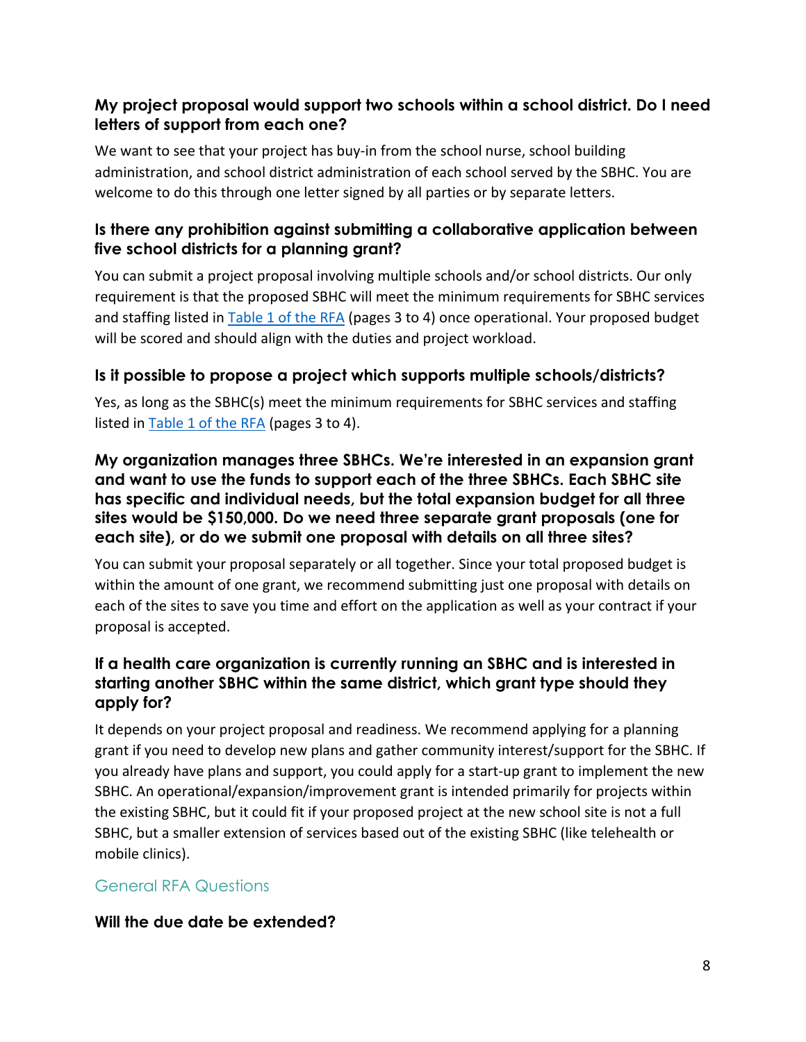### My project proposal would support two schools within a school district. Do I need letters of support from each one?

We want to see that your project has buy-in from the school nurse, school building administration, and school district administration of each school served by the SBHC. You are welcome to do this through one letter signed by all parties or by separate letters.

### Is there any prohibition against submitting a collaborative application between five school districts for a planning grant?

You can submit a project proposal involving multiple schools and/or school districts. Our only requirement is that the proposed SBHC will meet the minimum requirements for SBHC services and staffing listed in Table 1 of the RFA (pages 3 to 4) once operational. Your proposed budget will be scored and should align with the duties and project workload.

### Is it possible to propose a project which supports multiple schools/districts?

Yes, as long as the SBHC(s) meet the minimum requirements for SBHC services and staffing listed in Table 1 of the RFA (pages 3 to 4).

### My organization manages three SBHCs. We're interested in an expansion grant and want to use the funds to support each of the three SBHCs. Each SBHC site has specific and individual needs, but the total expansion budget for all three sites would be $150,000. Do we need three separate grant proposals (one for each site), or do we submit one proposal with details on all three sites?

You can submit your proposal separately or all together. Since your total proposed budget is within the amount of one grant, we recommend submitting just one proposal with details on each of the sites to save you time and effort on the application as well as your contract if your proposal is accepted.

### If a health care organization is currently running an SBHC and is interested in starting another SBHC within the same district, which grant type should they apply for?

It depends on your project proposal and readiness. We recommend applying for a planning grant if you need to develop new plans and gather community interest/support for the SBHC. If you already have plans and support, you could apply for a start-up grant to implement the new SBHC. An operational/expansion/improvement grant is intended primarily for projects within the existing SBHC, but it could fit if your proposed project at the new school site is not a full SBHC, but a smaller extension of services based out of the existing SBHC (like telehealth or mobile clinics).

## General RFA Questions

### Will the due date be extended?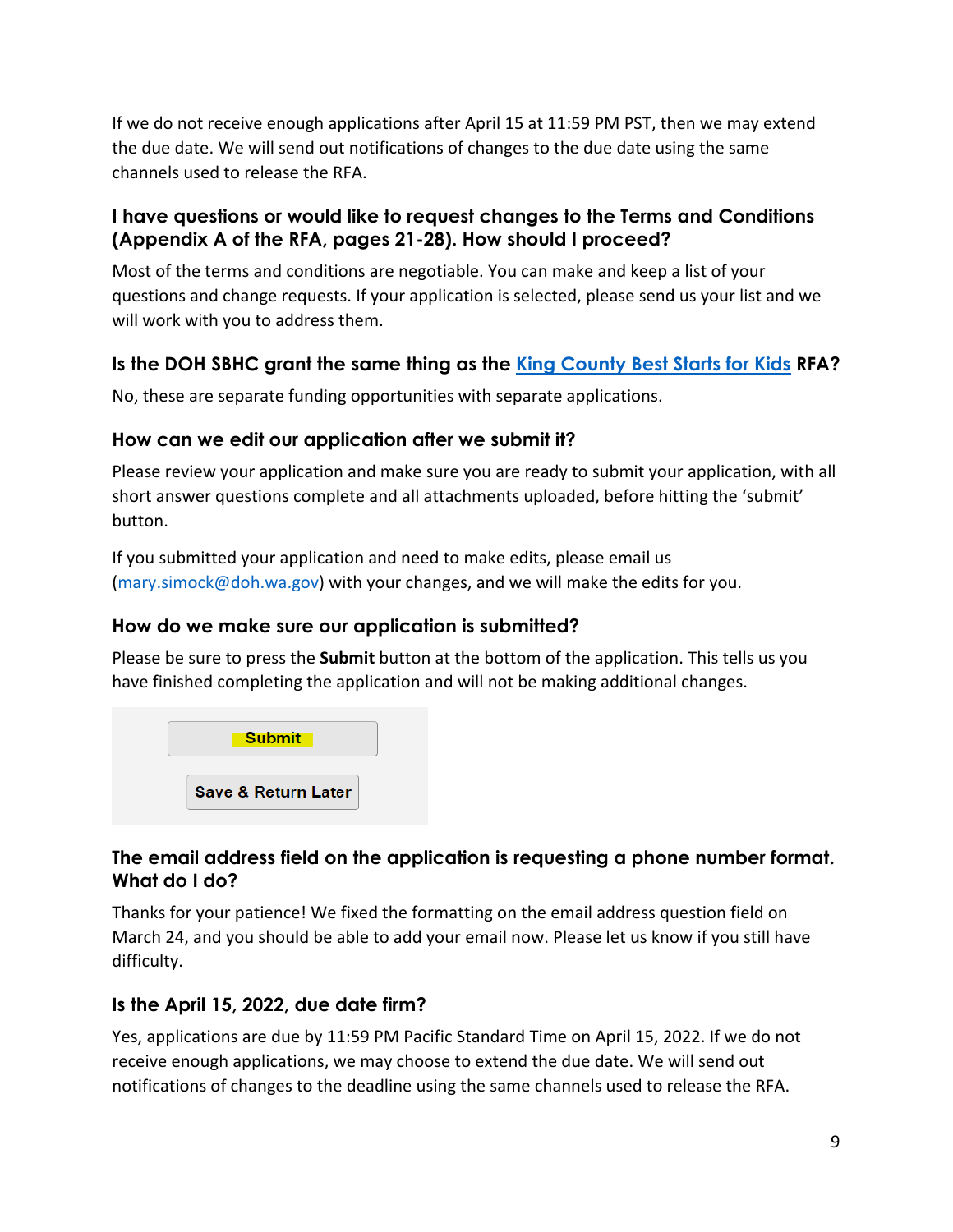If we do not receive enough applications after April 15 at 11:59 PM PST, then we may extend the due date. We will send out notifications of changes to the due date using the same channels used to release the RFA.

### I have questions or would like to request changes to the Terms and Conditions (Appendix A of the RFA, pages 21-28). How should I proceed?

Most of the terms and conditions are negotiable. You can make and keep a list of your questions and change requests. If your application is selected, please send us your list and we will work with you to address them.

### Is the DOH SBHC grant the same thing as the King County Best Starts for Kids RFA?

No, these are separate funding opportunities with separate applications.

### How can we edit our application after we submit it?

Please review your application and make sure you are ready to submit your application, with all short answer questions complete and all attachments uploaded, before hitting the 'submit' button.

If you submitted your application and need to make edits, please email us (mary.simock@doh.wa.gov) with your changes, and we will make the edits for you.

### How do we make sure our application is submitted?

Please be sure to press the **Submit** button at the bottom of the application. This tells us you have finished completing the application and will not be making additional changes.

Submit

Save & Return Later

### The email address field on the application is requesting a phone number format. What do I do?

Thanks for your patience! We fixed the formatting on the email address question field on March 24, and you should be able to add your email now. Please let us know if you still have difficulty.

### Is the April 15, 2022, due date firm?

Yes, applications are due by 11:59 PM Pacific Standard Time on April 15, 2022. If we do not receive enough applications, we may choose to extend the due date. We will send out notifications of changes to the deadline using the same channels used to release the RFA.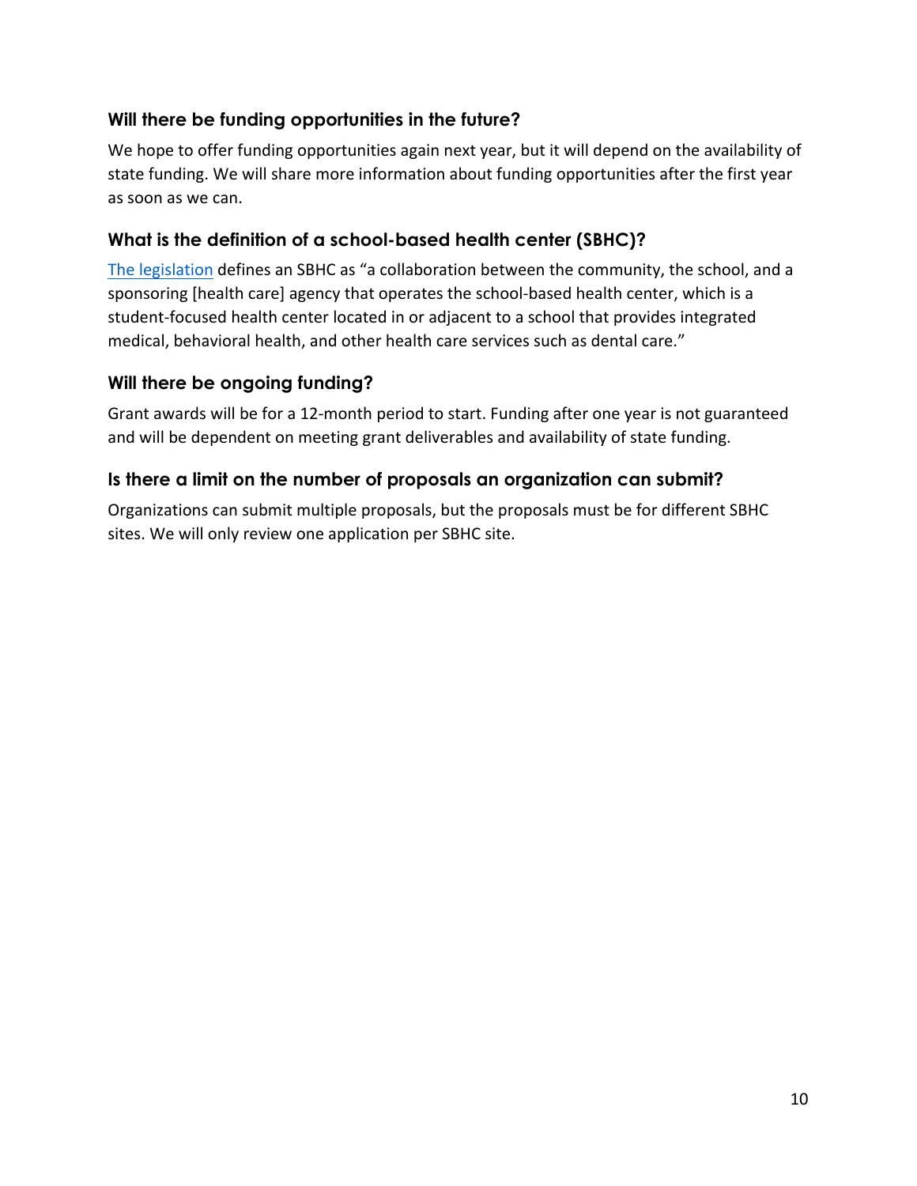### Will there be funding opportunities in the future?

We hope to offer funding opportunities again next year, but it will depend on the availability of state funding. We will share more information about funding opportunities after the first year as soon as we can.

### What is the definition of a school-based health center (SBHC)?

The legislation defines an SBHC as "a collaboration between the community, the school, and a sponsoring [health care] agency that operates the school-based health center, which is a student-focused health center located in or adjacent to a school that provides integrated medical, behavioral health, and other health care services such as dental care."

### Will there be ongoing funding?

Grant awards will be for a 12-month period to start. Funding after one year is not guaranteed and will be dependent on meeting grant deliverables and availability of state funding.

### Is there a limit on the number of proposals an organization can submit?

Organizations can submit multiple proposals, but the proposals must be for different SBHC sites. We will only review one application per SBHC site.